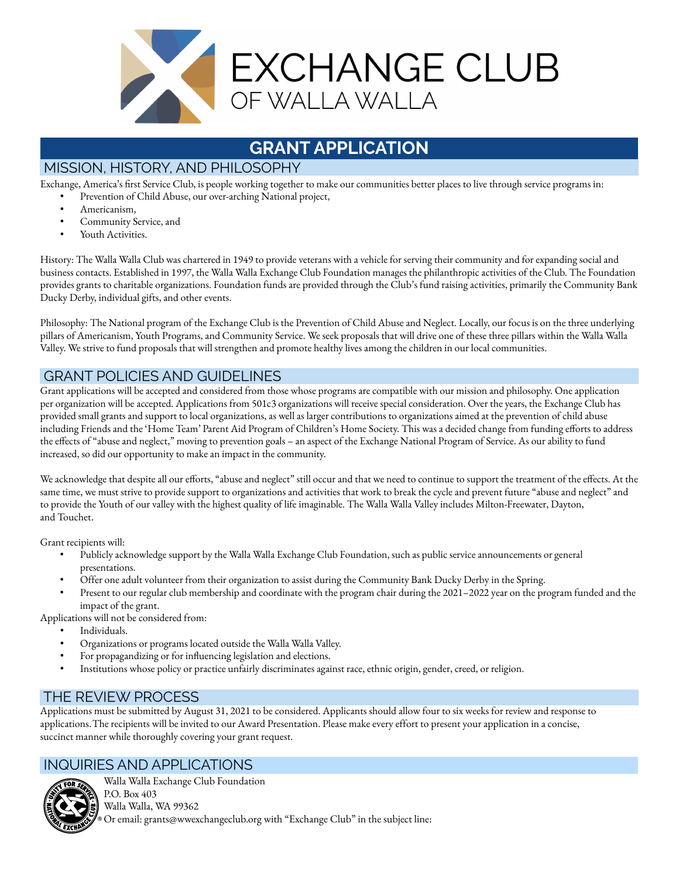# EXCHANGE CLUB
## OF WALLA WALLA

# GRANT APPLICATION

## MISSION, HISTORY, AND PHILOSOPHY

Exchange, America's first Service Club, is people working together to make our communities better places to live through service programs in:

- Prevention of Child Abuse, our over-arching National project,
- Americanism,
- Community Service, and
- Youth Activities.

History: The Walla Walla Club was chartered in 1949 to provide veterans with a vehicle for serving their community and for expanding social and business contacts. Established in 1997, the Walla Walla Exchange Club Foundation manages the philanthropic activities of the Club. The Foundation provides grants to charitable organizations. Foundation funds are provided through the Club's fund raising activities, primarily the Community Bank Ducky Derby, individual gifts, and other events.

Philosophy: The National program of the Exchange Club is the Prevention of Child Abuse and Neglect. Locally, our focus is on the three underlying pillars of Americanism, Youth Programs, and Community Service. We seek proposals that will drive one of these three pillars within the Walla Walla Valley. We strive to fund proposals that will strengthen and promote healthy lives among the children in our local communities.

## GRANT POLICIES AND GUIDELINES

Grant applications will be accepted and considered from those whose programs are compatible with our mission and philosophy. One application per organization will be accepted. Applications from 501c3 organizations will receive special consideration. Over the years, the Exchange Club has provided small grants and support to local organizations, as well as larger contributions to organizations aimed at the prevention of child abuse including Friends and the 'Home Team' Parent Aid Program of Children's Home Society. This was a decided change from funding efforts to address the effects of "abuse and neglect," moving to prevention goals – an aspect of the Exchange National Program of Service. As our ability to fund increased, so did our opportunity to make an impact in the community.

We acknowledge that despite all our efforts, "abuse and neglect" still occur and that we need to continue to support the treatment of the effects. At the same time, we must strive to provide support to organizations and activities that work to break the cycle and prevent future "abuse and neglect" and to provide the Youth of our valley with the highest quality of life imaginable. The Walla Walla Valley includes Milton-Freewater, Dayton, and Touchet.

Grant recipients will:

- Publicly acknowledge support by the Walla Walla Exchange Club Foundation, such as public service announcements or general presentations.
- Offer one adult volunteer from their organization to assist during the Community Bank Ducky Derby in the Spring.
- Present to our regular club membership and coordinate with the program chair during the 2021–2022 year on the program funded and the impact of the grant.

Applications will not be considered from:

- Individuals.
- Organizations or programs located outside the Walla Walla Valley.
- For propagandizing or for influencing legislation and elections.
- Institutions whose policy or practice unfairly discriminates against race, ethnic origin, gender, creed, or religion.

## THE REVIEW PROCESS

Applications must be submitted by August 31, 2021 to be considered. Applicants should allow four to six weeks for review and response to applications. The recipients will be invited to our Award Presentation. Please make every effort to present your application in a concise, succinct manner while thoroughly covering your grant request.

## INQUIRIES AND APPLICATIONS

Walla Walla Exchange Club Foundation
P.O. Box 403
Walla Walla, WA 99362
Or email: grants@wwexchangeclub.org with "Exchange Club" in the subject line: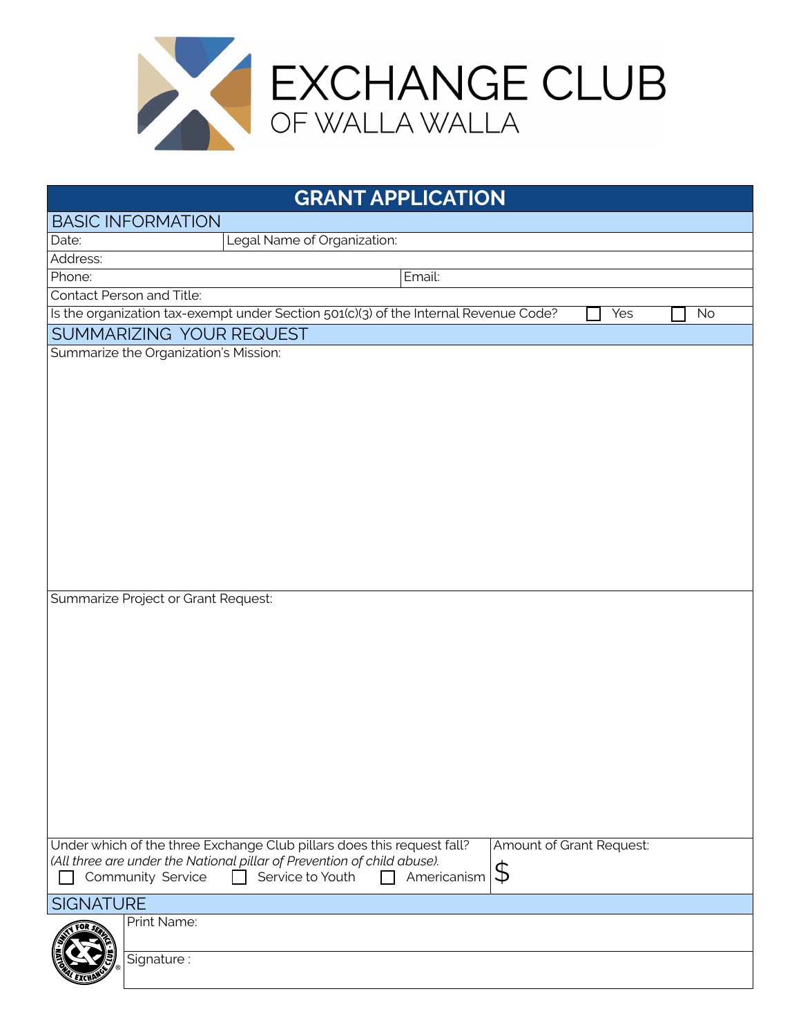# EXCHANGE CLUB
OF WALLA WALLA

## GRANT APPLICATION

### BASIC INFORMATION

| | |
|---|---|
| Date: | Legal Name of Organization: |
| Address: | |
| Phone: | Email: |
| Contact Person and Title: | |

Is the organization tax-exempt under Section 501(c)(3) of the Internal Revenue Code? ☐ Yes ☐ No

### SUMMARIZING YOUR REQUEST

Summarize the Organization's Mission:

Summarize Project or Grant Request:

Under which of the three Exchange Club pillars does this request fall?
*(All three are under the National pillar of Prevention of child abuse).*

☐ Community Service ☐ Service to Youth ☐ Americanism

Amount of Grant Request:
$

### SIGNATURE

Print Name:

Signature :